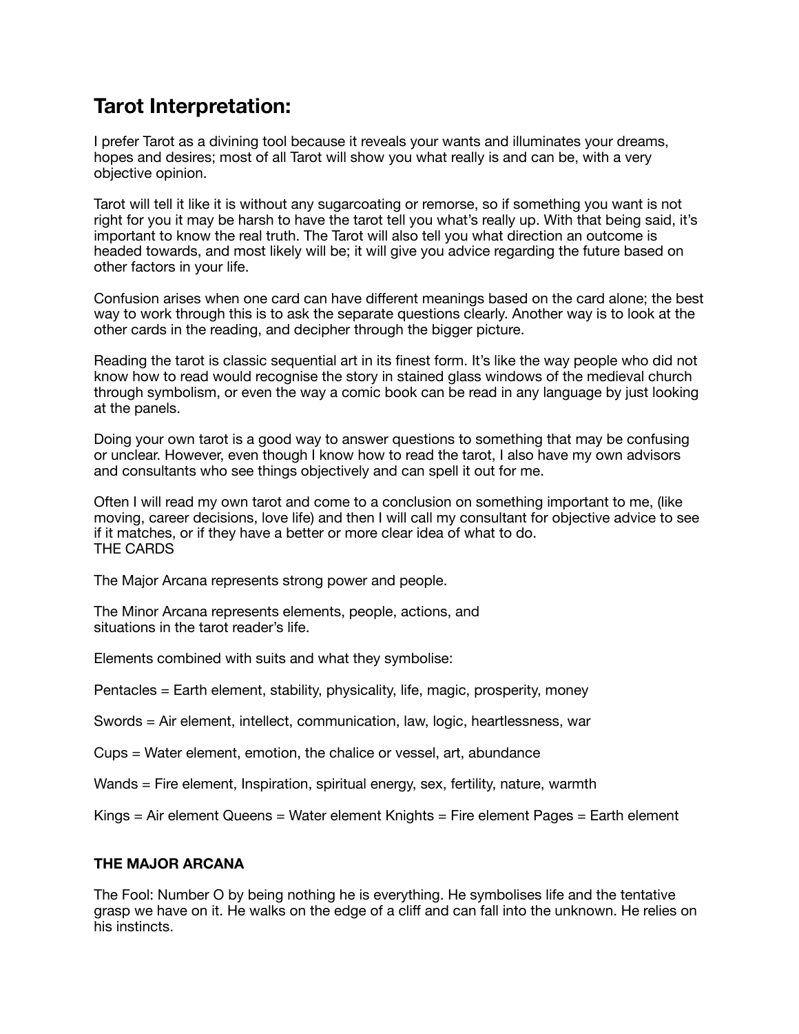# Tarot Interpretation:

I prefer Tarot as a divining tool because it reveals your wants and illuminates your dreams, hopes and desires; most of all Tarot will show you what really is and can be, with a very objective opinion.

Tarot will tell it like it is without any sugarcoating or remorse, so if something you want is not right for you it may be harsh to have the tarot tell you what's really up. With that being said, it's important to know the real truth. The Tarot will also tell you what direction an outcome is headed towards, and most likely will be; it will give you advice regarding the future based on other factors in your life.

Confusion arises when one card can have different meanings based on the card alone; the best way to work through this is to ask the separate questions clearly. Another way is to look at the other cards in the reading, and decipher through the bigger picture.

Reading the tarot is classic sequential art in its finest form. It's like the way people who did not know how to read would recognise the story in stained glass windows of the medieval church through symbolism, or even the way a comic book can be read in any language by just looking at the panels.

Doing your own tarot is a good way to answer questions to something that may be confusing or unclear. However, even though I know how to read the tarot, I also have my own advisors and consultants who see things objectively and can spell it out for me.

Often I will read my own tarot and come to a conclusion on something important to me, (like moving, career decisions, love life) and then I will call my consultant for objective advice to see if it matches, or if they have a better or more clear idea of what to do.
THE CARDS

The Major Arcana represents strong power and people.

The Minor Arcana represents elements, people, actions, and
situations in the tarot reader's life.

Elements combined with suits and what they symbolise:

Pentacles = Earth element, stability, physicality, life, magic, prosperity, money

Swords = Air element, intellect, communication, law, logic, heartlessness, war

Cups = Water element, emotion, the chalice or vessel, art, abundance

Wands = Fire element, Inspiration, spiritual energy, sex, fertility, nature, warmth

Kings = Air element Queens = Water element Knights = Fire element Pages = Earth element

**THE MAJOR ARCANA**

The Fool: Number O by being nothing he is everything. He symbolises life and the tentative grasp we have on it. He walks on the edge of a cliff and can fall into the unknown. He relies on his instincts.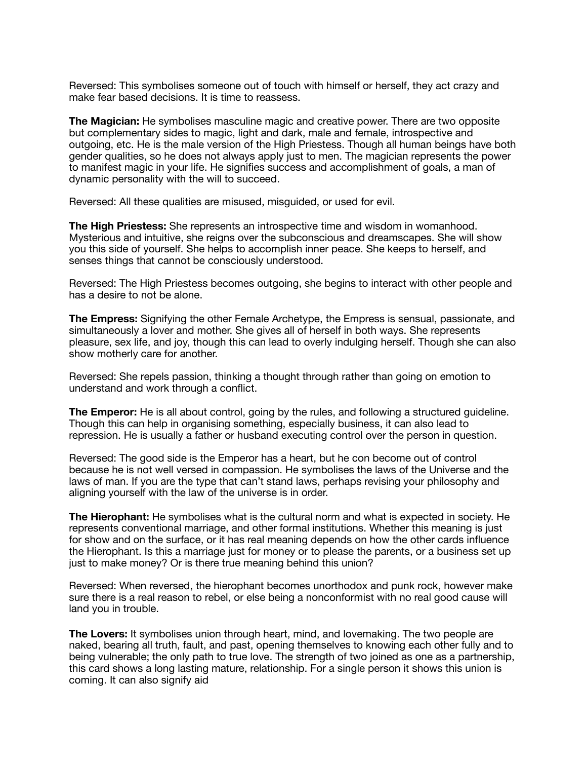Reversed: This symbolises someone out of touch with himself or herself, they act crazy and make fear based decisions. It is time to reassess.

**The Magician:** He symbolises masculine magic and creative power. There are two opposite but complementary sides to magic, light and dark, male and female, introspective and outgoing, etc. He is the male version of the High Priestess. Though all human beings have both gender qualities, so he does not always apply just to men. The magician represents the power to manifest magic in your life. He signifies success and accomplishment of goals, a man of dynamic personality with the will to succeed.

Reversed: All these qualities are misused, misguided, or used for evil.

**The High Priestess:** She represents an introspective time and wisdom in womanhood. Mysterious and intuitive, she reigns over the subconscious and dreamscapes. She will show you this side of yourself. She helps to accomplish inner peace. She keeps to herself, and senses things that cannot be consciously understood.

Reversed: The High Priestess becomes outgoing, she begins to interact with other people and has a desire to not be alone.

**The Empress:** Signifying the other Female Archetype, the Empress is sensual, passionate, and simultaneously a lover and mother. She gives all of herself in both ways. She represents pleasure, sex life, and joy, though this can lead to overly indulging herself. Though she can also show motherly care for another.

Reversed: She repels passion, thinking a thought through rather than going on emotion to understand and work through a conflict.

**The Emperor:** He is all about control, going by the rules, and following a structured guideline. Though this can help in organising something, especially business, it can also lead to repression. He is usually a father or husband executing control over the person in question.

Reversed: The good side is the Emperor has a heart, but he con become out of control because he is not well versed in compassion. He symbolises the laws of the Universe and the laws of man. If you are the type that can't stand laws, perhaps revising your philosophy and aligning yourself with the law of the universe is in order.

**The Hierophant:** He symbolises what is the cultural norm and what is expected in society. He represents conventional marriage, and other formal institutions. Whether this meaning is just for show and on the surface, or it has real meaning depends on how the other cards influence the Hierophant. Is this a marriage just for money or to please the parents, or a business set up just to make money? Or is there true meaning behind this union?

Reversed: When reversed, the hierophant becomes unorthodox and punk rock, however make sure there is a real reason to rebel, or else being a nonconformist with no real good cause will land you in trouble.

**The Lovers:** It symbolises union through heart, mind, and lovemaking. The two people are naked, bearing all truth, fault, and past, opening themselves to knowing each other fully and to being vulnerable; the only path to true love. The strength of two joined as one as a partnership, this card shows a long lasting mature, relationship. For a single person it shows this union is coming. It can also signify aid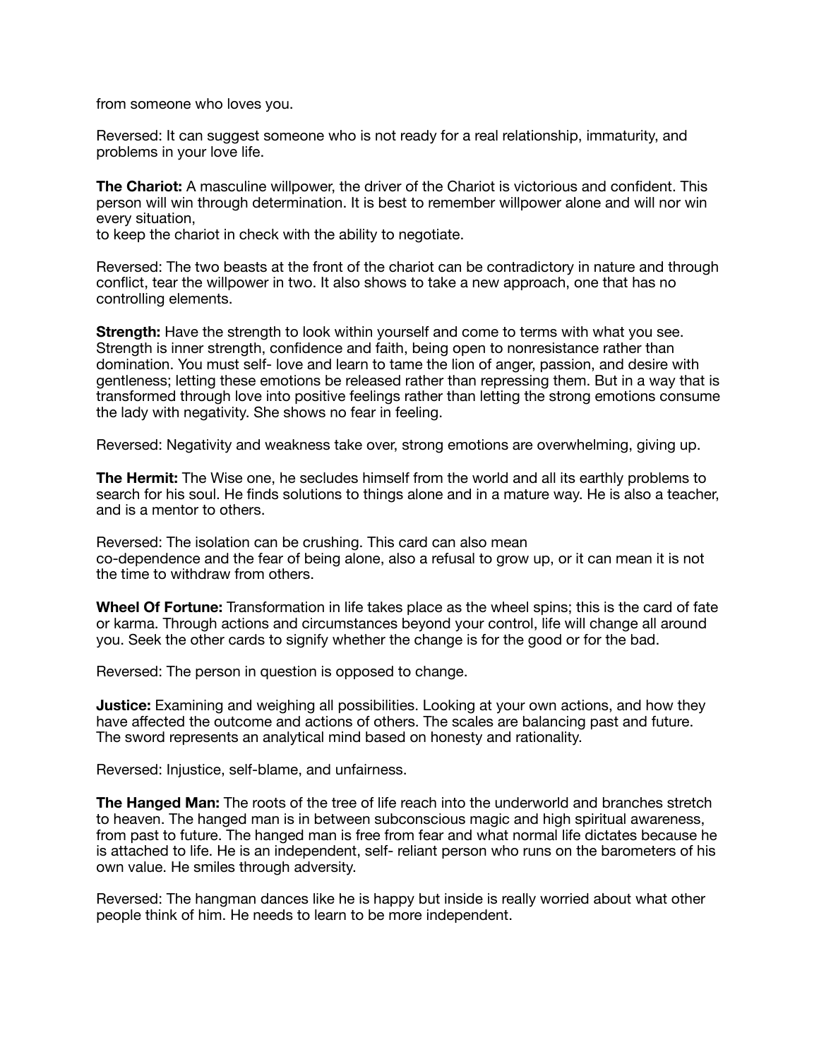from someone who loves you.

Reversed: It can suggest someone who is not ready for a real relationship, immaturity, and problems in your love life.

**The Chariot:** A masculine willpower, the driver of the Chariot is victorious and confident. This person will win through determination. It is best to remember willpower alone and will nor win every situation,
to keep the chariot in check with the ability to negotiate.

Reversed: The two beasts at the front of the chariot can be contradictory in nature and through conflict, tear the willpower in two. It also shows to take a new approach, one that has no controlling elements.

**Strength:** Have the strength to look within yourself and come to terms with what you see. Strength is inner strength, confidence and faith, being open to nonresistance rather than domination. You must self- love and learn to tame the lion of anger, passion, and desire with gentleness; letting these emotions be released rather than repressing them. But in a way that is transformed through love into positive feelings rather than letting the strong emotions consume the lady with negativity. She shows no fear in feeling.

Reversed: Negativity and weakness take over, strong emotions are overwhelming, giving up.

**The Hermit:** The Wise one, he secludes himself from the world and all its earthly problems to search for his soul. He finds solutions to things alone and in a mature way. He is also a teacher, and is a mentor to others.

Reversed: The isolation can be crushing. This card can also mean
co-dependence and the fear of being alone, also a refusal to grow up, or it can mean it is not the time to withdraw from others.

**Wheel Of Fortune:** Transformation in life takes place as the wheel spins; this is the card of fate or karma. Through actions and circumstances beyond your control, life will change all around you. Seek the other cards to signify whether the change is for the good or for the bad.

Reversed: The person in question is opposed to change.

**Justice:** Examining and weighing all possibilities. Looking at your own actions, and how they have affected the outcome and actions of others. The scales are balancing past and future. The sword represents an analytical mind based on honesty and rationality.

Reversed: Injustice, self-blame, and unfairness.

**The Hanged Man:** The roots of the tree of life reach into the underworld and branches stretch to heaven. The hanged man is in between subconscious magic and high spiritual awareness, from past to future. The hanged man is free from fear and what normal life dictates because he is attached to life. He is an independent, self- reliant person who runs on the barometers of his own value. He smiles through adversity.

Reversed: The hangman dances like he is happy but inside is really worried about what other people think of him. He needs to learn to be more independent.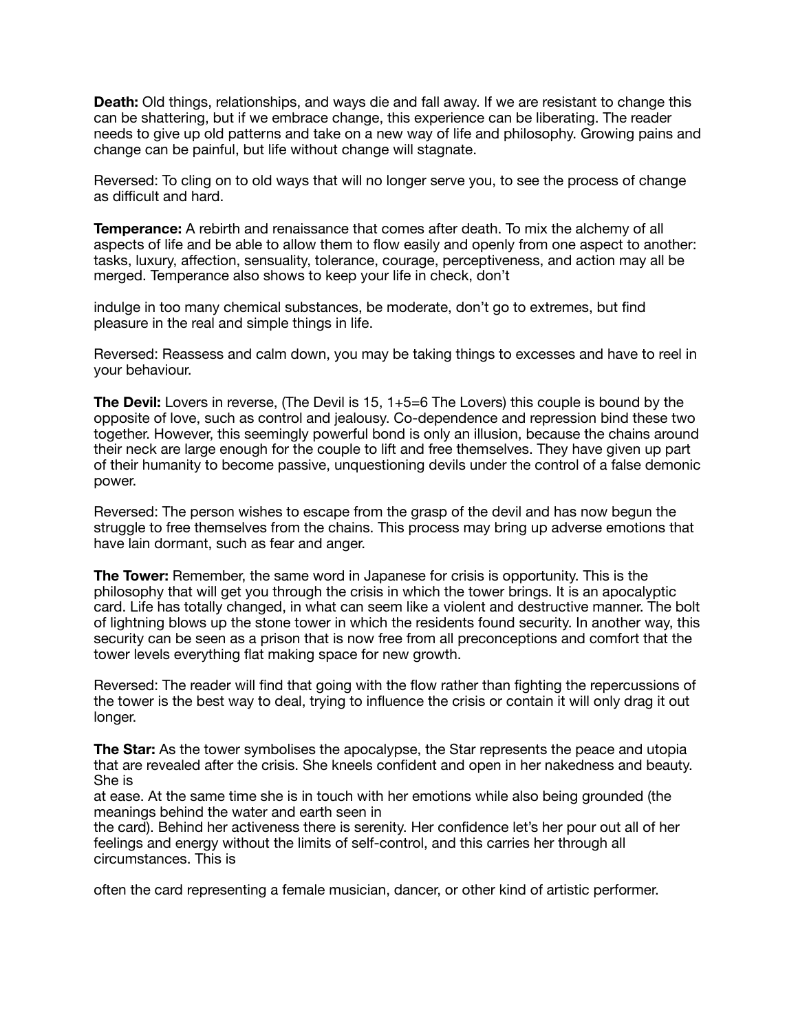**Death:** Old things, relationships, and ways die and fall away. If we are resistant to change this can be shattering, but if we embrace change, this experience can be liberating. The reader needs to give up old patterns and take on a new way of life and philosophy. Growing pains and change can be painful, but life without change will stagnate.

Reversed: To cling on to old ways that will no longer serve you, to see the process of change as difficult and hard.

**Temperance:** A rebirth and renaissance that comes after death. To mix the alchemy of all aspects of life and be able to allow them to flow easily and openly from one aspect to another: tasks, luxury, affection, sensuality, tolerance, courage, perceptiveness, and action may all be merged. Temperance also shows to keep your life in check, don't indulge in too many chemical substances, be moderate, don't go to extremes, but find pleasure in the real and simple things in life.

Reversed: Reassess and calm down, you may be taking things to excesses and have to reel in your behaviour.

**The Devil:** Lovers in reverse, (The Devil is 15, 1+5=6 The Lovers) this couple is bound by the opposite of love, such as control and jealousy. Co-dependence and repression bind these two together. However, this seemingly powerful bond is only an illusion, because the chains around their neck are large enough for the couple to lift and free themselves. They have given up part of their humanity to become passive, unquestioning devils under the control of a false demonic power.

Reversed: The person wishes to escape from the grasp of the devil and has now begun the struggle to free themselves from the chains. This process may bring up adverse emotions that have lain dormant, such as fear and anger.

**The Tower:** Remember, the same word in Japanese for crisis is opportunity. This is the philosophy that will get you through the crisis in which the tower brings. It is an apocalyptic card. Life has totally changed, in what can seem like a violent and destructive manner. The bolt of lightning blows up the stone tower in which the residents found security. In another way, this security can be seen as a prison that is now free from all preconceptions and comfort that the tower levels everything flat making space for new growth.

Reversed: The reader will find that going with the flow rather than fighting the repercussions of the tower is the best way to deal, trying to influence the crisis or contain it will only drag it out longer.

**The Star:** As the tower symbolises the apocalypse, the Star represents the peace and utopia that are revealed after the crisis. She kneels confident and open in her nakedness and beauty. She is at ease. At the same time she is in touch with her emotions while also being grounded (the meanings behind the water and earth seen in the card). Behind her activeness there is serenity. Her confidence let's her pour out all of her feelings and energy without the limits of self-control, and this carries her through all circumstances. This is often the card representing a female musician, dancer, or other kind of artistic performer.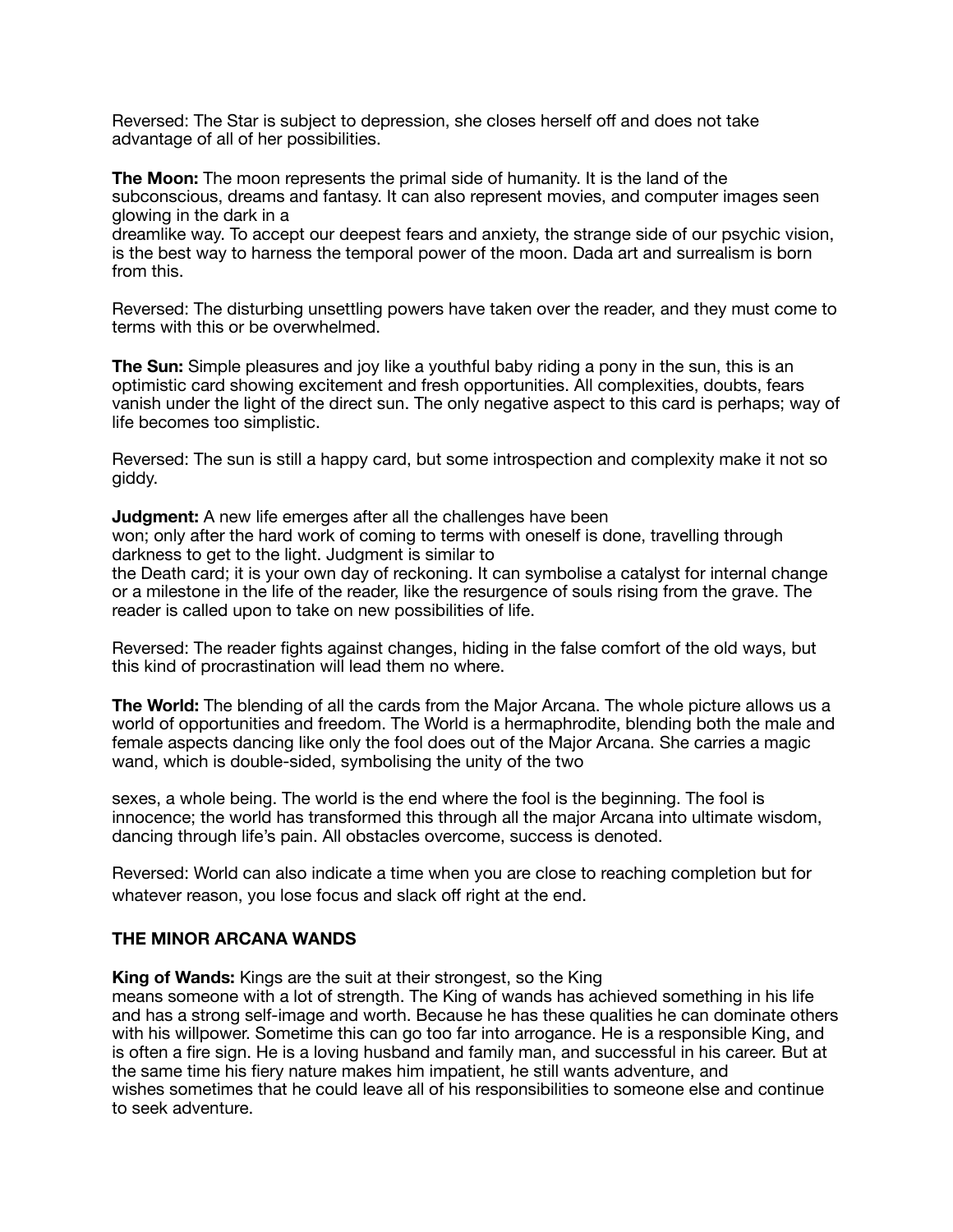Reversed: The Star is subject to depression, she closes herself off and does not take advantage of all of her possibilities.

**The Moon:** The moon represents the primal side of humanity. It is the land of the subconscious, dreams and fantasy. It can also represent movies, and computer images seen glowing in the dark in a dreamlike way. To accept our deepest fears and anxiety, the strange side of our psychic vision, is the best way to harness the temporal power of the moon. Dada art and surrealism is born from this.

Reversed: The disturbing unsettling powers have taken over the reader, and they must come to terms with this or be overwhelmed.

**The Sun:** Simple pleasures and joy like a youthful baby riding a pony in the sun, this is an optimistic card showing excitement and fresh opportunities. All complexities, doubts, fears vanish under the light of the direct sun. The only negative aspect to this card is perhaps; way of life becomes too simplistic.

Reversed: The sun is still a happy card, but some introspection and complexity make it not so giddy.

**Judgment:** A new life emerges after all the challenges have been won; only after the hard work of coming to terms with oneself is done, travelling through darkness to get to the light. Judgment is similar to the Death card; it is your own day of reckoning. It can symbolise a catalyst for internal change or a milestone in the life of the reader, like the resurgence of souls rising from the grave. The reader is called upon to take on new possibilities of life.

Reversed: The reader fights against changes, hiding in the false comfort of the old ways, but this kind of procrastination will lead them no where.

**The World:** The blending of all the cards from the Major Arcana. The whole picture allows us a world of opportunities and freedom. The World is a hermaphrodite, blending both the male and female aspects dancing like only the fool does out of the Major Arcana. She carries a magic wand, which is double-sided, symbolising the unity of the two sexes, a whole being. The world is the end where the fool is the beginning. The fool is innocence; the world has transformed this through all the major Arcana into ultimate wisdom, dancing through life's pain. All obstacles overcome, success is denoted.

Reversed: World can also indicate a time when you are close to reaching completion but for whatever reason, you lose focus and slack off right at the end.

## THE MINOR ARCANA WANDS

**King of Wands:** Kings are the suit at their strongest, so the King means someone with a lot of strength. The King of wands has achieved something in his life and has a strong self-image and worth. Because he has these qualities he can dominate others with his willpower. Sometime this can go too far into arrogance. He is a responsible King, and is often a fire sign. He is a loving husband and family man, and successful in his career. But at the same time his fiery nature makes him impatient, he still wants adventure, and wishes sometimes that he could leave all of his responsibilities to someone else and continue to seek adventure.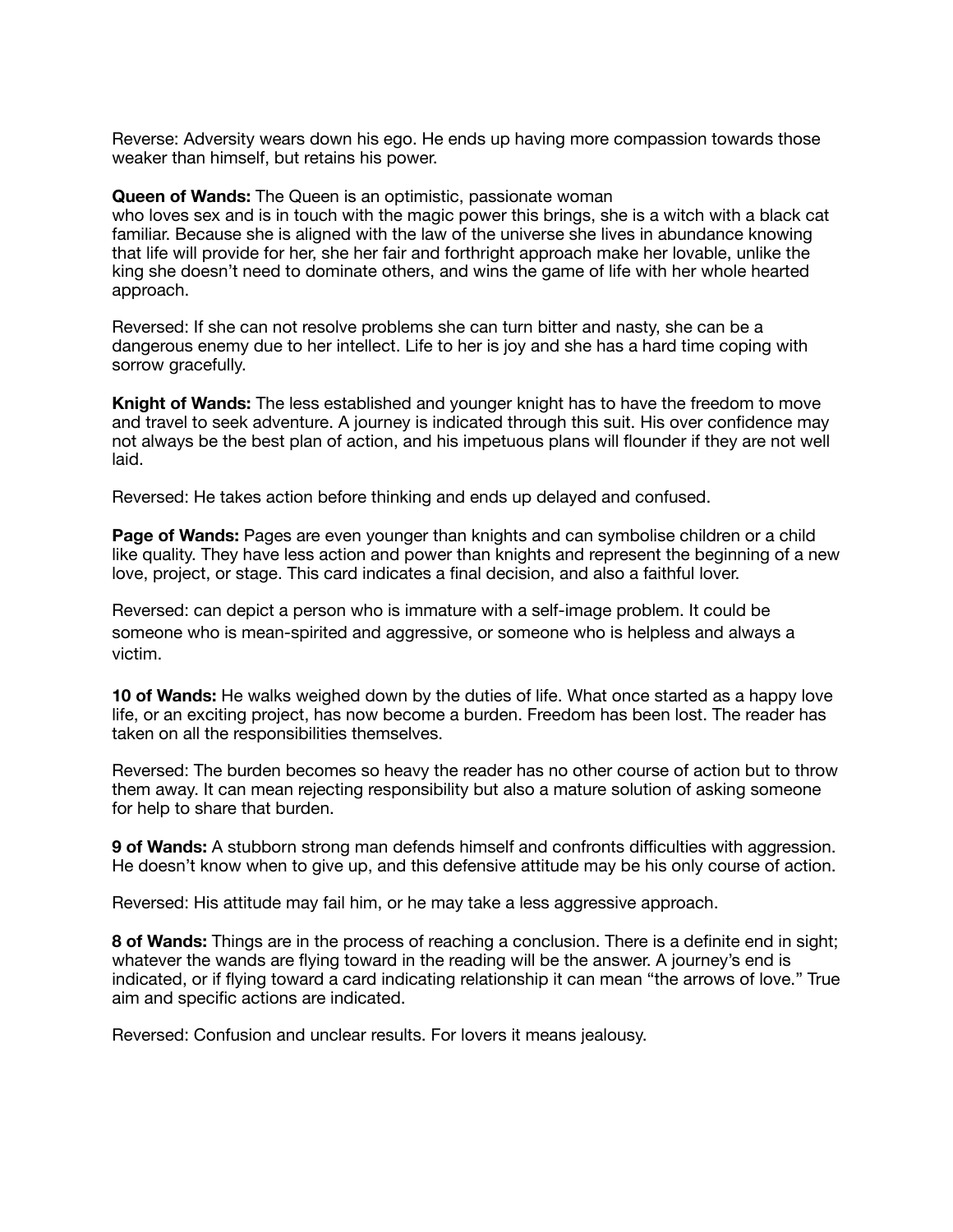Reverse: Adversity wears down his ego. He ends up having more compassion towards those weaker than himself, but retains his power.

**Queen of Wands:** The Queen is an optimistic, passionate woman who loves sex and is in touch with the magic power this brings, she is a witch with a black cat familiar. Because she is aligned with the law of the universe she lives in abundance knowing that life will provide for her, she her fair and forthright approach make her lovable, unlike the king she doesn't need to dominate others, and wins the game of life with her whole hearted approach.

Reversed: If she can not resolve problems she can turn bitter and nasty, she can be a dangerous enemy due to her intellect. Life to her is joy and she has a hard time coping with sorrow gracefully.

**Knight of Wands:** The less established and younger knight has to have the freedom to move and travel to seek adventure. A journey is indicated through this suit. His over confidence may not always be the best plan of action, and his impetuous plans will flounder if they are not well laid.

Reversed: He takes action before thinking and ends up delayed and confused.

**Page of Wands:** Pages are even younger than knights and can symbolise children or a child like quality. They have less action and power than knights and represent the beginning of a new love, project, or stage. This card indicates a final decision, and also a faithful lover.

Reversed: can depict a person who is immature with a self-image problem. It could be someone who is mean-spirited and aggressive, or someone who is helpless and always a victim.

**10 of Wands:** He walks weighed down by the duties of life. What once started as a happy love life, or an exciting project, has now become a burden. Freedom has been lost. The reader has taken on all the responsibilities themselves.

Reversed: The burden becomes so heavy the reader has no other course of action but to throw them away. It can mean rejecting responsibility but also a mature solution of asking someone for help to share that burden.

**9 of Wands:** A stubborn strong man defends himself and confronts difficulties with aggression. He doesn't know when to give up, and this defensive attitude may be his only course of action.

Reversed: His attitude may fail him, or he may take a less aggressive approach.

**8 of Wands:** Things are in the process of reaching a conclusion. There is a definite end in sight; whatever the wands are flying toward in the reading will be the answer. A journey's end is indicated, or if flying toward a card indicating relationship it can mean "the arrows of love." True aim and specific actions are indicated.

Reversed: Confusion and unclear results. For lovers it means jealousy.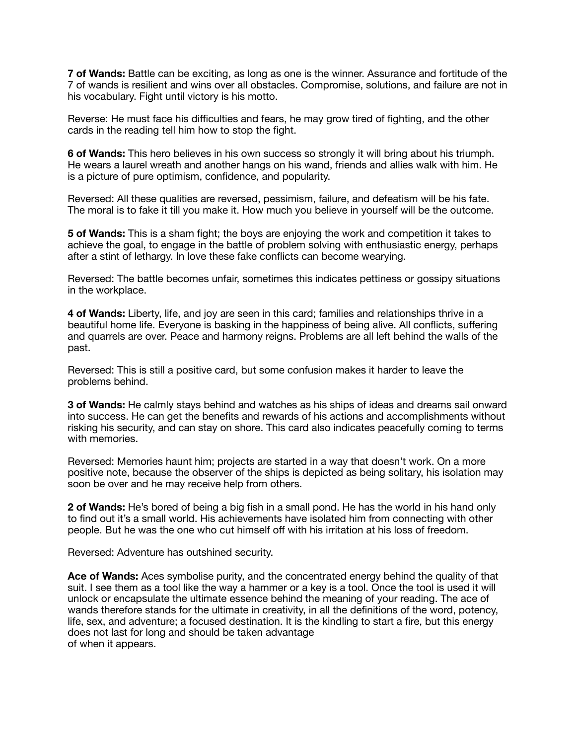**7 of Wands:** Battle can be exciting, as long as one is the winner. Assurance and fortitude of the 7 of wands is resilient and wins over all obstacles. Compromise, solutions, and failure are not in his vocabulary. Fight until victory is his motto.

Reverse: He must face his difficulties and fears, he may grow tired of fighting, and the other cards in the reading tell him how to stop the fight.

**6 of Wands:** This hero believes in his own success so strongly it will bring about his triumph. He wears a laurel wreath and another hangs on his wand, friends and allies walk with him. He is a picture of pure optimism, confidence, and popularity.

Reversed: All these qualities are reversed, pessimism, failure, and defeatism will be his fate. The moral is to fake it till you make it. How much you believe in yourself will be the outcome.

**5 of Wands:** This is a sham fight; the boys are enjoying the work and competition it takes to achieve the goal, to engage in the battle of problem solving with enthusiastic energy, perhaps after a stint of lethargy. In love these fake conflicts can become wearying.

Reversed: The battle becomes unfair, sometimes this indicates pettiness or gossipy situations in the workplace.

**4 of Wands:** Liberty, life, and joy are seen in this card; families and relationships thrive in a beautiful home life. Everyone is basking in the happiness of being alive. All conflicts, suffering and quarrels are over. Peace and harmony reigns. Problems are all left behind the walls of the past.

Reversed: This is still a positive card, but some confusion makes it harder to leave the problems behind.

**3 of Wands:** He calmly stays behind and watches as his ships of ideas and dreams sail onward into success. He can get the benefits and rewards of his actions and accomplishments without risking his security, and can stay on shore. This card also indicates peacefully coming to terms with memories.

Reversed: Memories haunt him; projects are started in a way that doesn't work. On a more positive note, because the observer of the ships is depicted as being solitary, his isolation may soon be over and he may receive help from others.

**2 of Wands:** He's bored of being a big fish in a small pond. He has the world in his hand only to find out it's a small world. His achievements have isolated him from connecting with other people. But he was the one who cut himself off with his irritation at his loss of freedom.

Reversed: Adventure has outshined security.

**Ace of Wands:** Aces symbolise purity, and the concentrated energy behind the quality of that suit. I see them as a tool like the way a hammer or a key is a tool. Once the tool is used it will unlock or encapsulate the ultimate essence behind the meaning of your reading. The ace of wands therefore stands for the ultimate in creativity, in all the definitions of the word, potency, life, sex, and adventure; a focused destination. It is the kindling to start a fire, but this energy does not last for long and should be taken advantage of when it appears.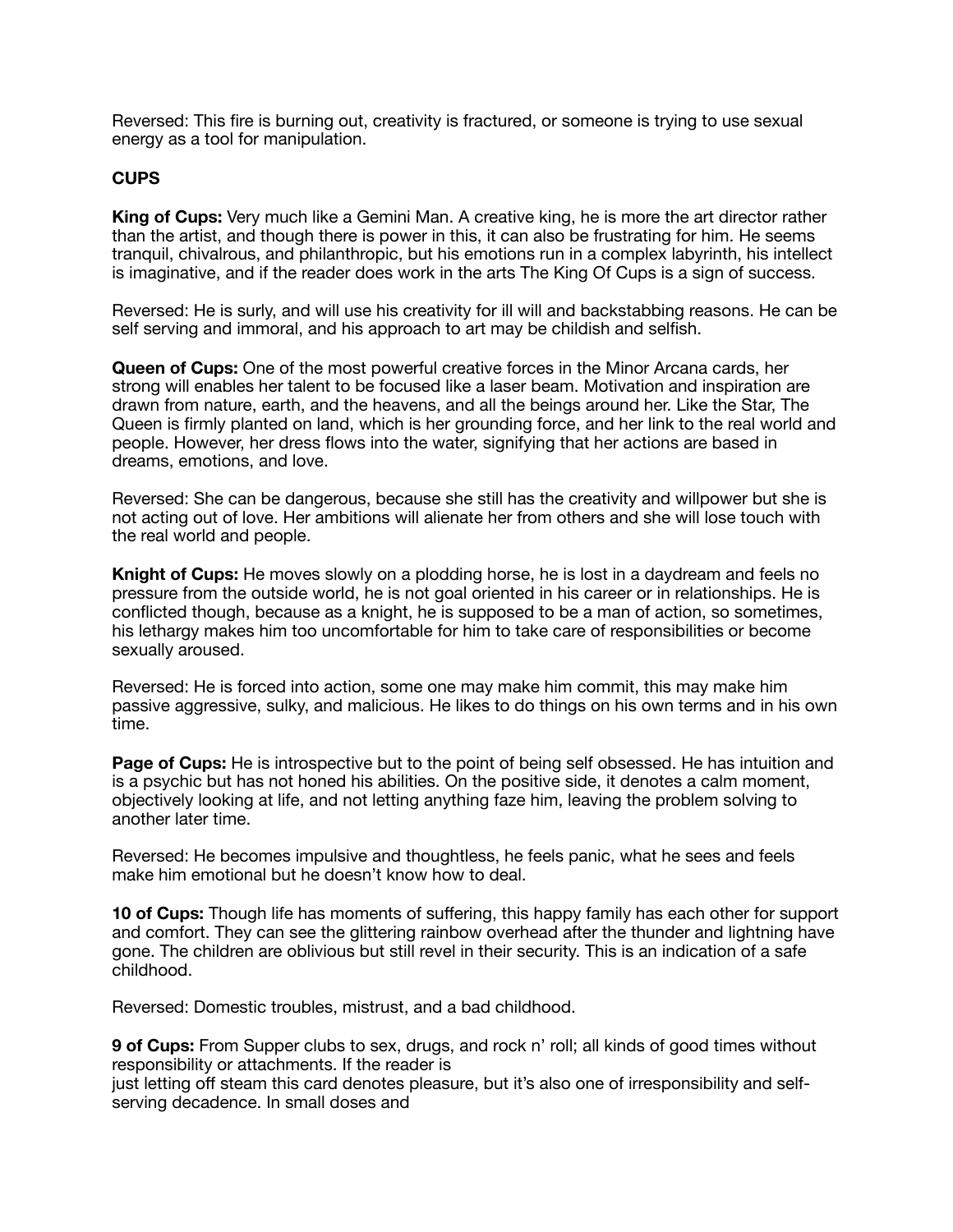Reversed: This fire is burning out, creativity is fractured, or someone is trying to use sexual energy as a tool for manipulation.

**CUPS**

**King of Cups:** Very much like a Gemini Man. A creative king, he is more the art director rather than the artist, and though there is power in this, it can also be frustrating for him. He seems tranquil, chivalrous, and philanthropic, but his emotions run in a complex labyrinth, his intellect is imaginative, and if the reader does work in the arts The King Of Cups is a sign of success.

Reversed: He is surly, and will use his creativity for ill will and backstabbing reasons. He can be self serving and immoral, and his approach to art may be childish and selfish.

**Queen of Cups:** One of the most powerful creative forces in the Minor Arcana cards, her strong will enables her talent to be focused like a laser beam. Motivation and inspiration are drawn from nature, earth, and the heavens, and all the beings around her. Like the Star, The Queen is firmly planted on land, which is her grounding force, and her link to the real world and people. However, her dress flows into the water, signifying that her actions are based in dreams, emotions, and love.

Reversed: She can be dangerous, because she still has the creativity and willpower but she is not acting out of love. Her ambitions will alienate her from others and she will lose touch with the real world and people.

**Knight of Cups:** He moves slowly on a plodding horse, he is lost in a daydream and feels no pressure from the outside world, he is not goal oriented in his career or in relationships. He is conflicted though, because as a knight, he is supposed to be a man of action, so sometimes, his lethargy makes him too uncomfortable for him to take care of responsibilities or become sexually aroused.

Reversed: He is forced into action, some one may make him commit, this may make him passive aggressive, sulky, and malicious. He likes to do things on his own terms and in his own time.

**Page of Cups:** He is introspective but to the point of being self obsessed. He has intuition and is a psychic but has not honed his abilities. On the positive side, it denotes a calm moment, objectively looking at life, and not letting anything faze him, leaving the problem solving to another later time.

Reversed: He becomes impulsive and thoughtless, he feels panic, what he sees and feels make him emotional but he doesn't know how to deal.

**10 of Cups:** Though life has moments of suffering, this happy family has each other for support and comfort. They can see the glittering rainbow overhead after the thunder and lightning have gone. The children are oblivious but still revel in their security. This is an indication of a safe childhood.

Reversed: Domestic troubles, mistrust, and a bad childhood.

**9 of Cups:** From Supper clubs to sex, drugs, and rock n' roll; all kinds of good times without responsibility or attachments. If the reader is just letting off steam this card denotes pleasure, but it's also one of irresponsibility and self-serving decadence. In small doses and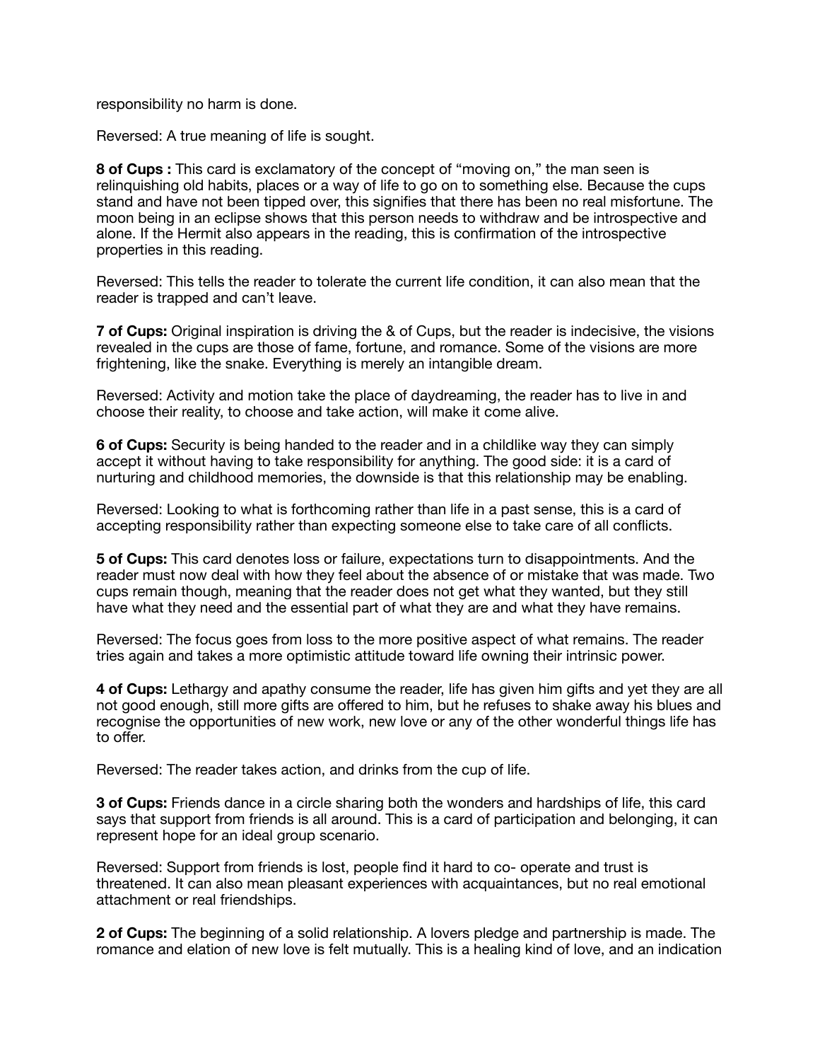responsibility no harm is done.

Reversed: A true meaning of life is sought.

**8 of Cups :** This card is exclamatory of the concept of "moving on," the man seen is relinquishing old habits, places or a way of life to go on to something else. Because the cups stand and have not been tipped over, this signifies that there has been no real misfortune. The moon being in an eclipse shows that this person needs to withdraw and be introspective and alone. If the Hermit also appears in the reading, this is confirmation of the introspective properties in this reading.

Reversed: This tells the reader to tolerate the current life condition, it can also mean that the reader is trapped and can't leave.

**7 of Cups:** Original inspiration is driving the & of Cups, but the reader is indecisive, the visions revealed in the cups are those of fame, fortune, and romance. Some of the visions are more frightening, like the snake. Everything is merely an intangible dream.

Reversed: Activity and motion take the place of daydreaming, the reader has to live in and choose their reality, to choose and take action, will make it come alive.

**6 of Cups:** Security is being handed to the reader and in a childlike way they can simply accept it without having to take responsibility for anything. The good side: it is a card of nurturing and childhood memories, the downside is that this relationship may be enabling.

Reversed: Looking to what is forthcoming rather than life in a past sense, this is a card of accepting responsibility rather than expecting someone else to take care of all conflicts.

**5 of Cups:** This card denotes loss or failure, expectations turn to disappointments. And the reader must now deal with how they feel about the absence of or mistake that was made. Two cups remain though, meaning that the reader does not get what they wanted, but they still have what they need and the essential part of what they are and what they have remains.

Reversed: The focus goes from loss to the more positive aspect of what remains. The reader tries again and takes a more optimistic attitude toward life owning their intrinsic power.

**4 of Cups:** Lethargy and apathy consume the reader, life has given him gifts and yet they are all not good enough, still more gifts are offered to him, but he refuses to shake away his blues and recognise the opportunities of new work, new love or any of the other wonderful things life has to offer.

Reversed: The reader takes action, and drinks from the cup of life.

**3 of Cups:** Friends dance in a circle sharing both the wonders and hardships of life, this card says that support from friends is all around. This is a card of participation and belonging, it can represent hope for an ideal group scenario.

Reversed: Support from friends is lost, people find it hard to co- operate and trust is threatened. It can also mean pleasant experiences with acquaintances, but no real emotional attachment or real friendships.

**2 of Cups:** The beginning of a solid relationship. A lovers pledge and partnership is made. The romance and elation of new love is felt mutually. This is a healing kind of love, and an indication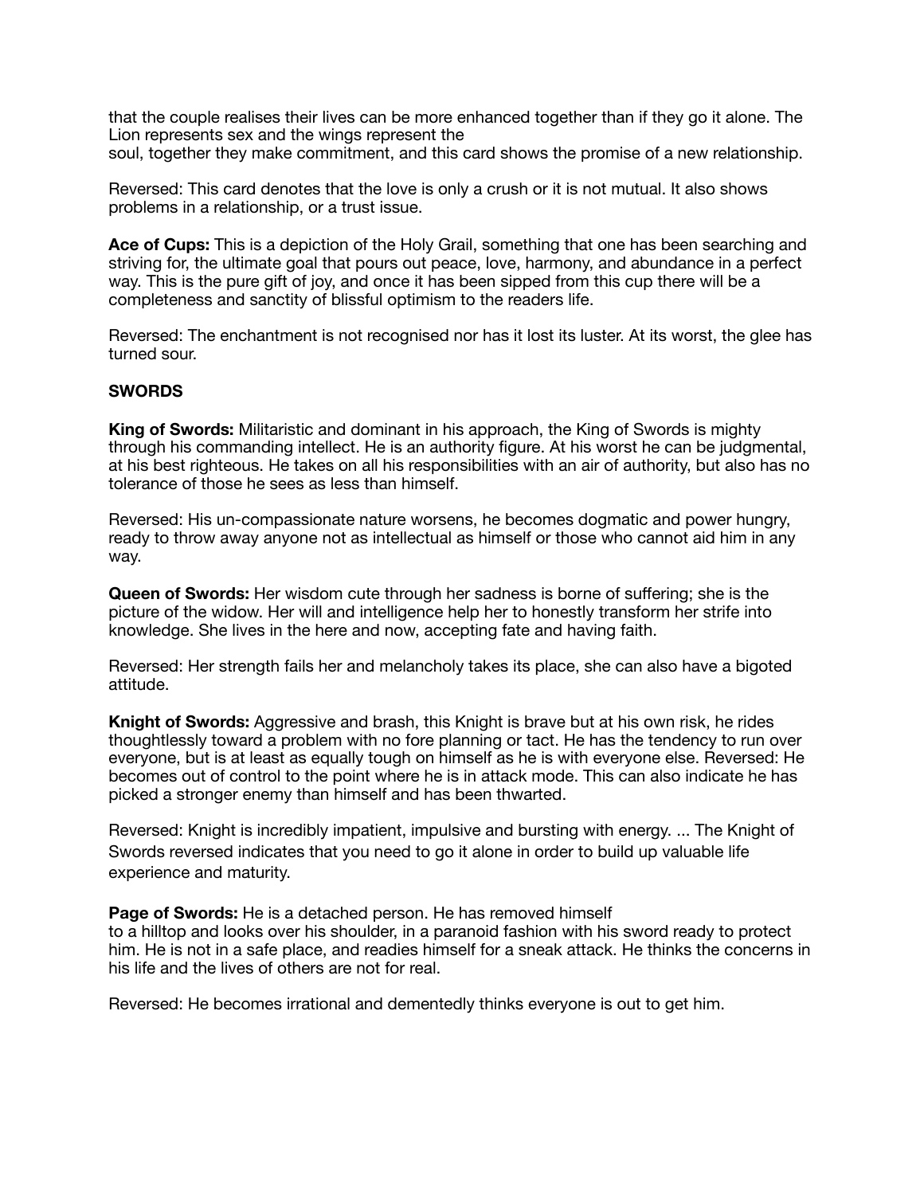that the couple realises their lives can be more enhanced together than if they go it alone. The Lion represents sex and the wings represent the soul, together they make commitment, and this card shows the promise of a new relationship.

Reversed: This card denotes that the love is only a crush or it is not mutual. It also shows problems in a relationship, or a trust issue.

**Ace of Cups:** This is a depiction of the Holy Grail, something that one has been searching and striving for, the ultimate goal that pours out peace, love, harmony, and abundance in a perfect way. This is the pure gift of joy, and once it has been sipped from this cup there will be a completeness and sanctity of blissful optimism to the readers life.

Reversed: The enchantment is not recognised nor has it lost its luster. At its worst, the glee has turned sour.

**SWORDS**

**King of Swords:** Militaristic and dominant in his approach, the King of Swords is mighty through his commanding intellect. He is an authority figure. At his worst he can be judgmental, at his best righteous. He takes on all his responsibilities with an air of authority, but also has no tolerance of those he sees as less than himself.

Reversed: His un-compassionate nature worsens, he becomes dogmatic and power hungry, ready to throw away anyone not as intellectual as himself or those who cannot aid him in any way.

**Queen of Swords:** Her wisdom cute through her sadness is borne of suffering; she is the picture of the widow. Her will and intelligence help her to honestly transform her strife into knowledge. She lives in the here and now, accepting fate and having faith.

Reversed: Her strength fails her and melancholy takes its place, she can also have a bigoted attitude.

**Knight of Swords:** Aggressive and brash, this Knight is brave but at his own risk, he rides thoughtlessly toward a problem with no fore planning or tact. He has the tendency to run over everyone, but is at least as equally tough on himself as he is with everyone else. Reversed: He becomes out of control to the point where he is in attack mode. This can also indicate he has picked a stronger enemy than himself and has been thwarted.

Reversed: Knight is incredibly impatient, impulsive and bursting with energy. ... The Knight of Swords reversed indicates that you need to go it alone in order to build up valuable life experience and maturity.

**Page of Swords:** He is a detached person. He has removed himself to a hilltop and looks over his shoulder, in a paranoid fashion with his sword ready to protect him. He is not in a safe place, and readies himself for a sneak attack. He thinks the concerns in his life and the lives of others are not for real.

Reversed: He becomes irrational and dementedly thinks everyone is out to get him.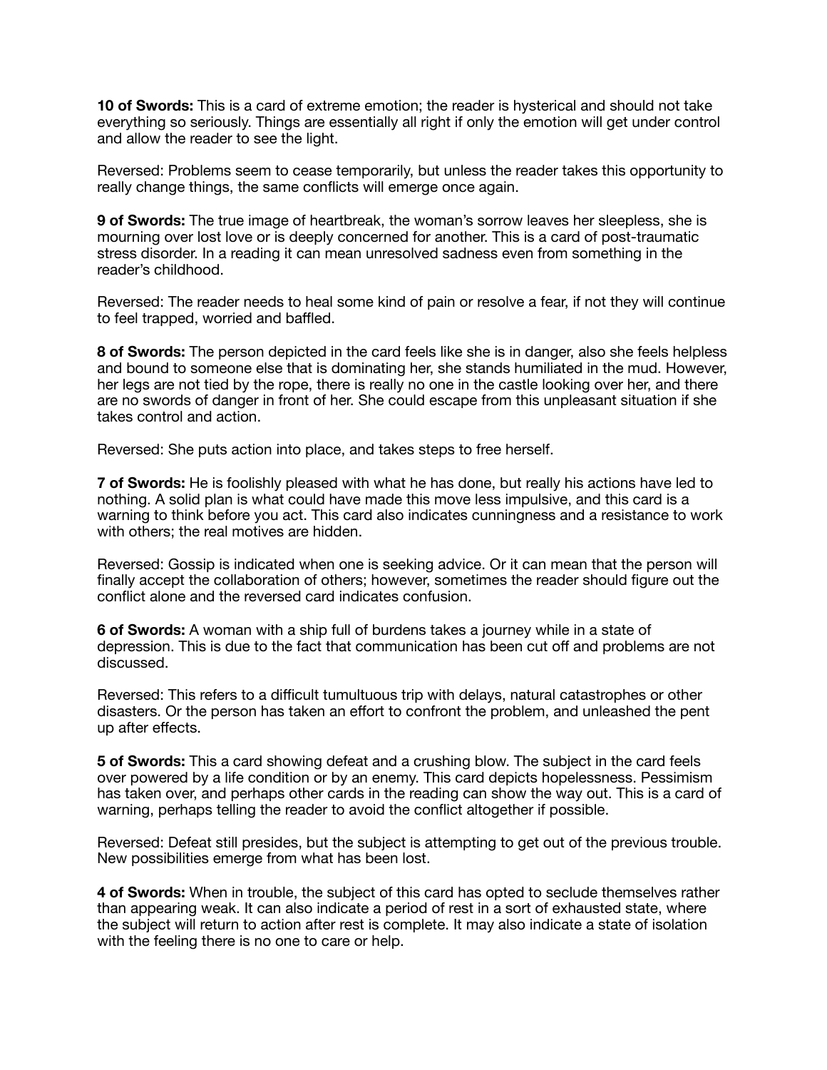**10 of Swords:** This is a card of extreme emotion; the reader is hysterical and should not take everything so seriously. Things are essentially all right if only the emotion will get under control and allow the reader to see the light.

Reversed: Problems seem to cease temporarily, but unless the reader takes this opportunity to really change things, the same conflicts will emerge once again.

**9 of Swords:** The true image of heartbreak, the woman's sorrow leaves her sleepless, she is mourning over lost love or is deeply concerned for another. This is a card of post-traumatic stress disorder. In a reading it can mean unresolved sadness even from something in the reader's childhood.

Reversed: The reader needs to heal some kind of pain or resolve a fear, if not they will continue to feel trapped, worried and baffled.

**8 of Swords:** The person depicted in the card feels like she is in danger, also she feels helpless and bound to someone else that is dominating her, she stands humiliated in the mud. However, her legs are not tied by the rope, there is really no one in the castle looking over her, and there are no swords of danger in front of her. She could escape from this unpleasant situation if she takes control and action.

Reversed: She puts action into place, and takes steps to free herself.

**7 of Swords:** He is foolishly pleased with what he has done, but really his actions have led to nothing. A solid plan is what could have made this move less impulsive, and this card is a warning to think before you act. This card also indicates cunningness and a resistance to work with others; the real motives are hidden.

Reversed: Gossip is indicated when one is seeking advice. Or it can mean that the person will finally accept the collaboration of others; however, sometimes the reader should figure out the conflict alone and the reversed card indicates confusion.

**6 of Swords:** A woman with a ship full of burdens takes a journey while in a state of depression. This is due to the fact that communication has been cut off and problems are not discussed.

Reversed: This refers to a difficult tumultuous trip with delays, natural catastrophes or other disasters. Or the person has taken an effort to confront the problem, and unleashed the pent up after effects.

**5 of Swords:** This a card showing defeat and a crushing blow. The subject in the card feels over powered by a life condition or by an enemy. This card depicts hopelessness. Pessimism has taken over, and perhaps other cards in the reading can show the way out. This is a card of warning, perhaps telling the reader to avoid the conflict altogether if possible.

Reversed: Defeat still presides, but the subject is attempting to get out of the previous trouble. New possibilities emerge from what has been lost.

**4 of Swords:** When in trouble, the subject of this card has opted to seclude themselves rather than appearing weak. It can also indicate a period of rest in a sort of exhausted state, where the subject will return to action after rest is complete. It may also indicate a state of isolation with the feeling there is no one to care or help.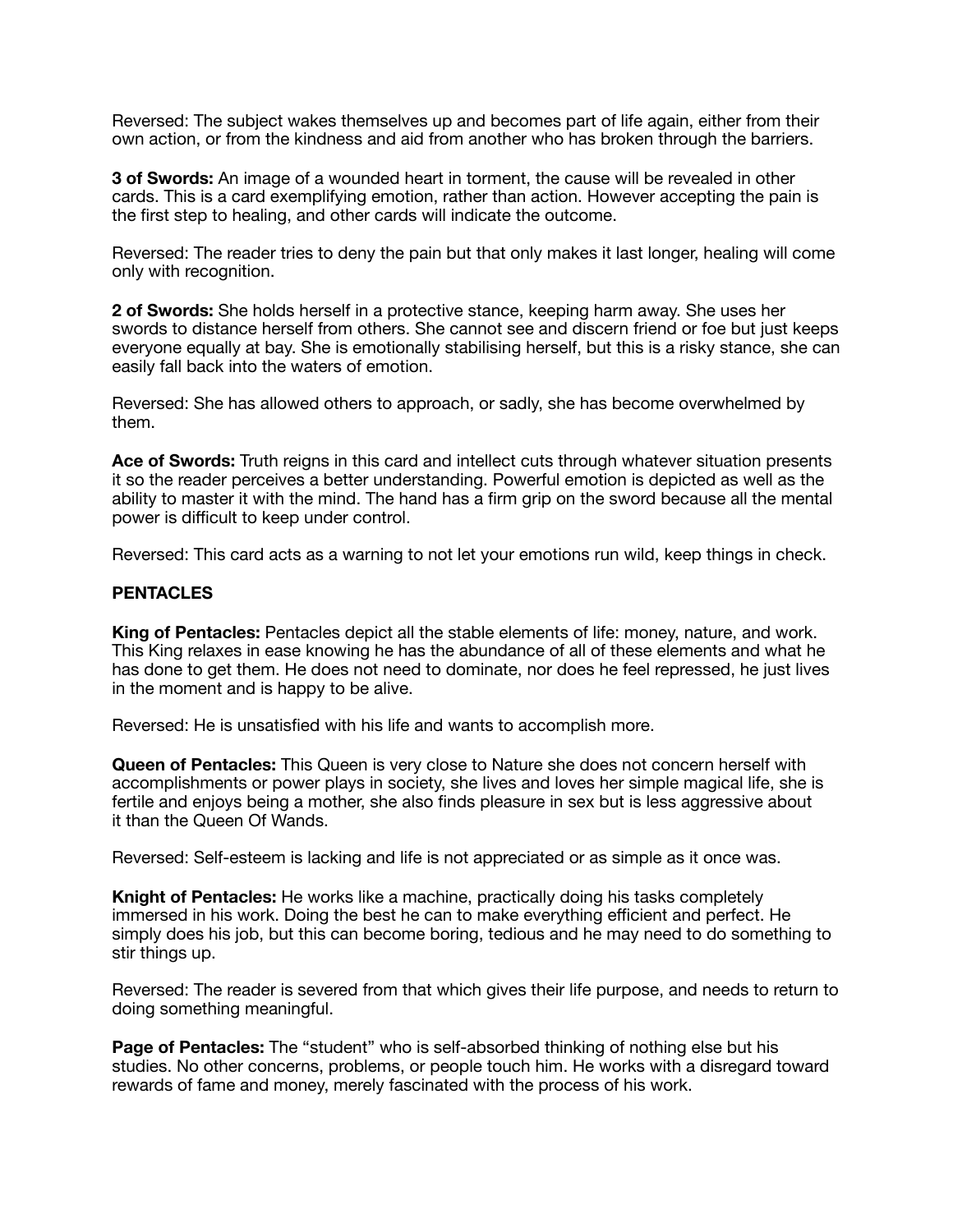Reversed: The subject wakes themselves up and becomes part of life again, either from their own action, or from the kindness and aid from another who has broken through the barriers.

**3 of Swords:** An image of a wounded heart in torment, the cause will be revealed in other cards. This is a card exemplifying emotion, rather than action. However accepting the pain is the first step to healing, and other cards will indicate the outcome.

Reversed: The reader tries to deny the pain but that only makes it last longer, healing will come only with recognition.

**2 of Swords:** She holds herself in a protective stance, keeping harm away. She uses her swords to distance herself from others. She cannot see and discern friend or foe but just keeps everyone equally at bay. She is emotionally stabilising herself, but this is a risky stance, she can easily fall back into the waters of emotion.

Reversed: She has allowed others to approach, or sadly, she has become overwhelmed by them.

**Ace of Swords:** Truth reigns in this card and intellect cuts through whatever situation presents it so the reader perceives a better understanding. Powerful emotion is depicted as well as the ability to master it with the mind. The hand has a firm grip on the sword because all the mental power is difficult to keep under control.

Reversed: This card acts as a warning to not let your emotions run wild, keep things in check.

**PENTACLES**

**King of Pentacles:** Pentacles depict all the stable elements of life: money, nature, and work. This King relaxes in ease knowing he has the abundance of all of these elements and what he has done to get them. He does not need to dominate, nor does he feel repressed, he just lives in the moment and is happy to be alive.

Reversed: He is unsatisfied with his life and wants to accomplish more.

**Queen of Pentacles:** This Queen is very close to Nature she does not concern herself with accomplishments or power plays in society, she lives and loves her simple magical life, she is fertile and enjoys being a mother, she also finds pleasure in sex but is less aggressive about it than the Queen Of Wands.

Reversed: Self-esteem is lacking and life is not appreciated or as simple as it once was.

**Knight of Pentacles:** He works like a machine, practically doing his tasks completely immersed in his work. Doing the best he can to make everything efficient and perfect. He simply does his job, but this can become boring, tedious and he may need to do something to stir things up.

Reversed: The reader is severed from that which gives their life purpose, and needs to return to doing something meaningful.

**Page of Pentacles:** The "student" who is self-absorbed thinking of nothing else but his studies. No other concerns, problems, or people touch him. He works with a disregard toward rewards of fame and money, merely fascinated with the process of his work.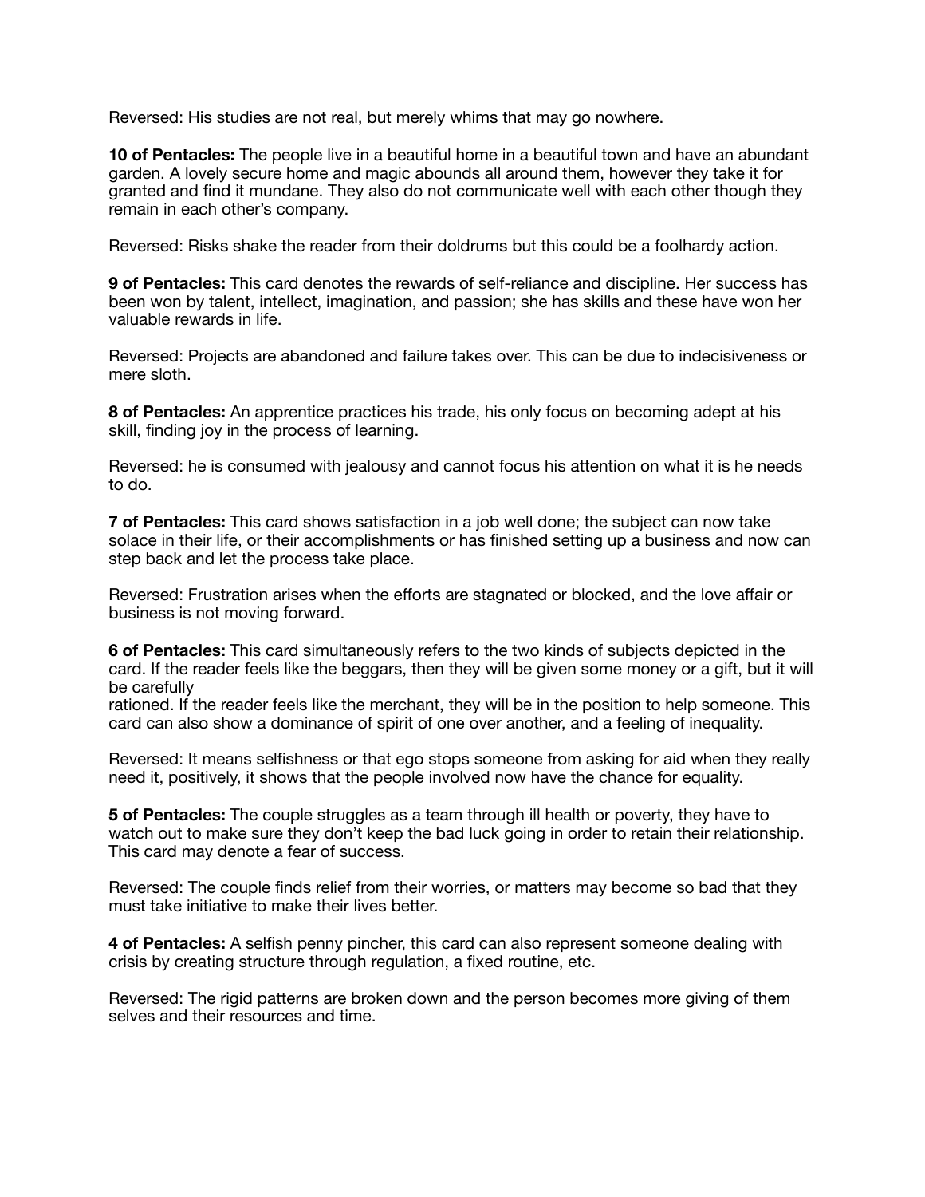Reversed: His studies are not real, but merely whims that may go nowhere.

**10 of Pentacles:** The people live in a beautiful home in a beautiful town and have an abundant garden. A lovely secure home and magic abounds all around them, however they take it for granted and find it mundane. They also do not communicate well with each other though they remain in each other's company.

Reversed: Risks shake the reader from their doldrums but this could be a foolhardy action.

**9 of Pentacles:** This card denotes the rewards of self-reliance and discipline. Her success has been won by talent, intellect, imagination, and passion; she has skills and these have won her valuable rewards in life.

Reversed: Projects are abandoned and failure takes over. This can be due to indecisiveness or mere sloth.

**8 of Pentacles:** An apprentice practices his trade, his only focus on becoming adept at his skill, finding joy in the process of learning.

Reversed: he is consumed with jealousy and cannot focus his attention on what it is he needs to do.

**7 of Pentacles:** This card shows satisfaction in a job well done; the subject can now take solace in their life, or their accomplishments or has finished setting up a business and now can step back and let the process take place.

Reversed: Frustration arises when the efforts are stagnated or blocked, and the love affair or business is not moving forward.

**6 of Pentacles:** This card simultaneously refers to the two kinds of subjects depicted in the card. If the reader feels like the beggars, then they will be given some money or a gift, but it will be carefully rationed. If the reader feels like the merchant, they will be in the position to help someone. This card can also show a dominance of spirit of one over another, and a feeling of inequality.

Reversed: It means selfishness or that ego stops someone from asking for aid when they really need it, positively, it shows that the people involved now have the chance for equality.

**5 of Pentacles:** The couple struggles as a team through ill health or poverty, they have to watch out to make sure they don't keep the bad luck going in order to retain their relationship. This card may denote a fear of success.

Reversed: The couple finds relief from their worries, or matters may become so bad that they must take initiative to make their lives better.

**4 of Pentacles:** A selfish penny pincher, this card can also represent someone dealing with crisis by creating structure through regulation, a fixed routine, etc.

Reversed: The rigid patterns are broken down and the person becomes more giving of them selves and their resources and time.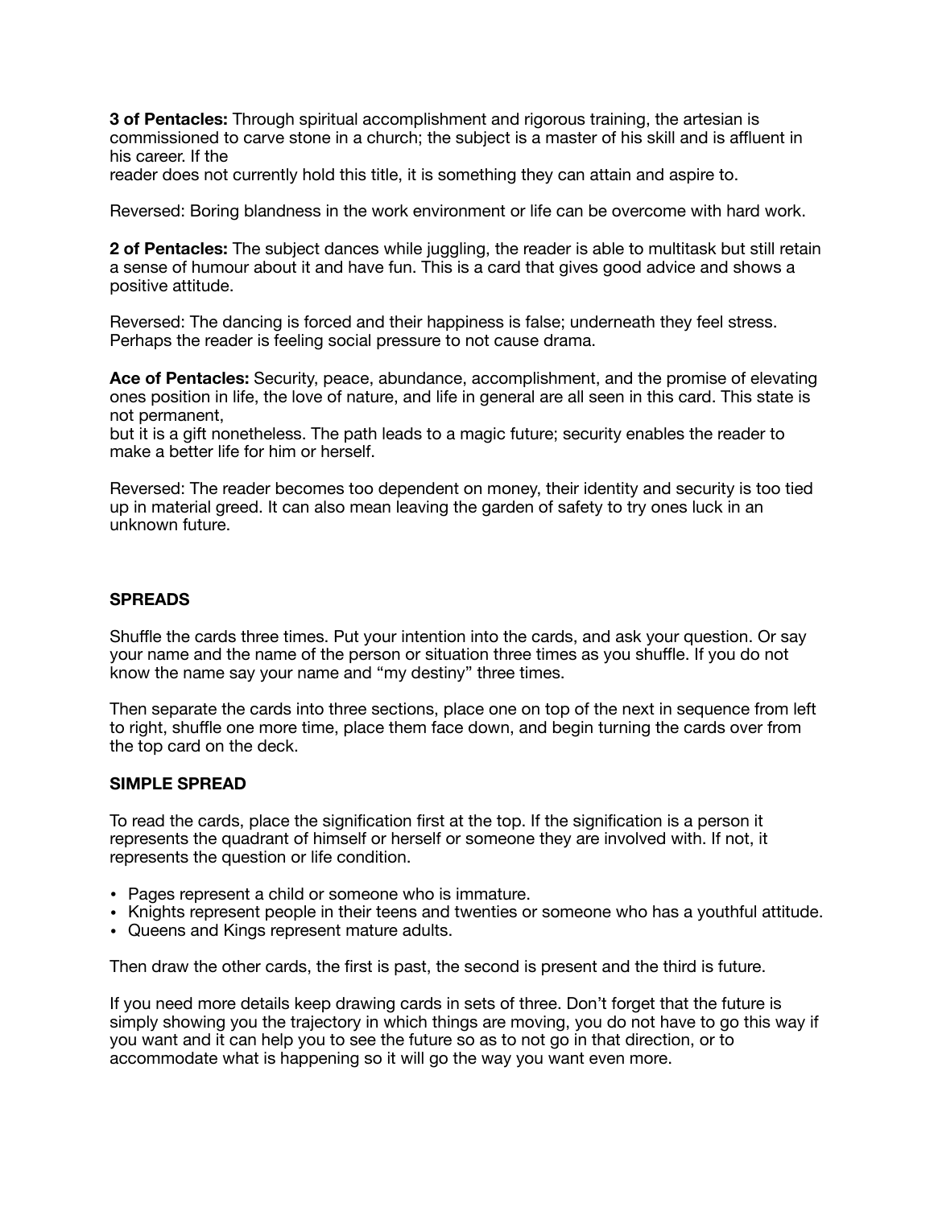**3 of Pentacles:** Through spiritual accomplishment and rigorous training, the artesian is commissioned to carve stone in a church; the subject is a master of his skill and is affluent in his career. If the reader does not currently hold this title, it is something they can attain and aspire to.

Reversed: Boring blandness in the work environment or life can be overcome with hard work.

**2 of Pentacles:** The subject dances while juggling, the reader is able to multitask but still retain a sense of humour about it and have fun. This is a card that gives good advice and shows a positive attitude.

Reversed: The dancing is forced and their happiness is false; underneath they feel stress. Perhaps the reader is feeling social pressure to not cause drama.

**Ace of Pentacles:** Security, peace, abundance, accomplishment, and the promise of elevating ones position in life, the love of nature, and life in general are all seen in this card. This state is not permanent, but it is a gift nonetheless. The path leads to a magic future; security enables the reader to make a better life for him or herself.

Reversed: The reader becomes too dependent on money, their identity and security is too tied up in material greed. It can also mean leaving the garden of safety to try ones luck in an unknown future.

## SPREADS

Shuffle the cards three times. Put your intention into the cards, and ask your question. Or say your name and the name of the person or situation three times as you shuffle. If you do not know the name say your name and "my destiny" three times.

Then separate the cards into three sections, place one on top of the next in sequence from left to right, shuffle one more time, place them face down, and begin turning the cards over from the top card on the deck.

## SIMPLE SPREAD

To read the cards, place the signification first at the top. If the signification is a person it represents the quadrant of himself or herself or someone they are involved with. If not, it represents the question or life condition.

- Pages represent a child or someone who is immature.
- Knights represent people in their teens and twenties or someone who has a youthful attitude.
- Queens and Kings represent mature adults.

Then draw the other cards, the first is past, the second is present and the third is future.

If you need more details keep drawing cards in sets of three. Don't forget that the future is simply showing you the trajectory in which things are moving, you do not have to go this way if you want and it can help you to see the future so as to not go in that direction, or to accommodate what is happening so it will go the way you want even more.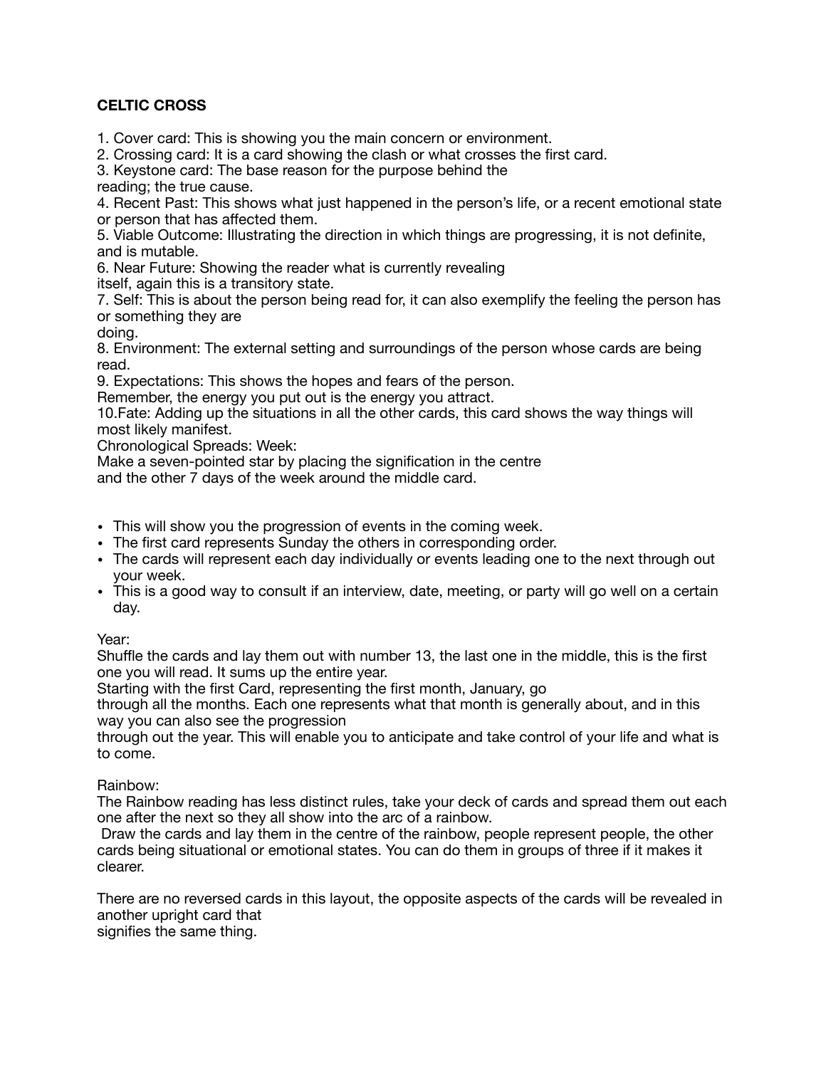**CELTIC CROSS**

1. Cover card: This is showing you the main concern or environment.
2. Crossing card: It is a card showing the clash or what crosses the first card.
3. Keystone card: The base reason for the purpose behind the reading; the true cause.
4. Recent Past: This shows what just happened in the person's life, or a recent emotional state or person that has affected them.
5. Viable Outcome: Illustrating the direction in which things are progressing, it is not definite, and is mutable.
6. Near Future: Showing the reader what is currently revealing itself, again this is a transitory state.
7. Self: This is about the person being read for, it can also exemplify the feeling the person has or something they are doing.
8. Environment: The external setting and surroundings of the person whose cards are being read.
9. Expectations: This shows the hopes and fears of the person.
Remember, the energy you put out is the energy you attract.
10. Fate: Adding up the situations in all the other cards, this card shows the way things will most likely manifest.

Chronological Spreads: Week:
Make a seven-pointed star by placing the signification in the centre and the other 7 days of the week around the middle card.

- This will show you the progression of events in the coming week.
- The first card represents Sunday the others in corresponding order.
- The cards will represent each day individually or events leading one to the next through out your week.
- This is a good way to consult if an interview, date, meeting, or party will go well on a certain day.

Year:
Shuffle the cards and lay them out with number 13, the last one in the middle, this is the first one you will read. It sums up the entire year.
Starting with the first Card, representing the first month, January, go through all the months. Each one represents what that month is generally about, and in this way you can also see the progression through out the year. This will enable you to anticipate and take control of your life and what is to come.

Rainbow:
The Rainbow reading has less distinct rules, take your deck of cards and spread them out each one after the next so they all show into the arc of a rainbow.
Draw the cards and lay them in the centre of the rainbow, people represent people, the other cards being situational or emotional states. You can do them in groups of three if it makes it clearer.

There are no reversed cards in this layout, the opposite aspects of the cards will be revealed in another upright card that signifies the same thing.